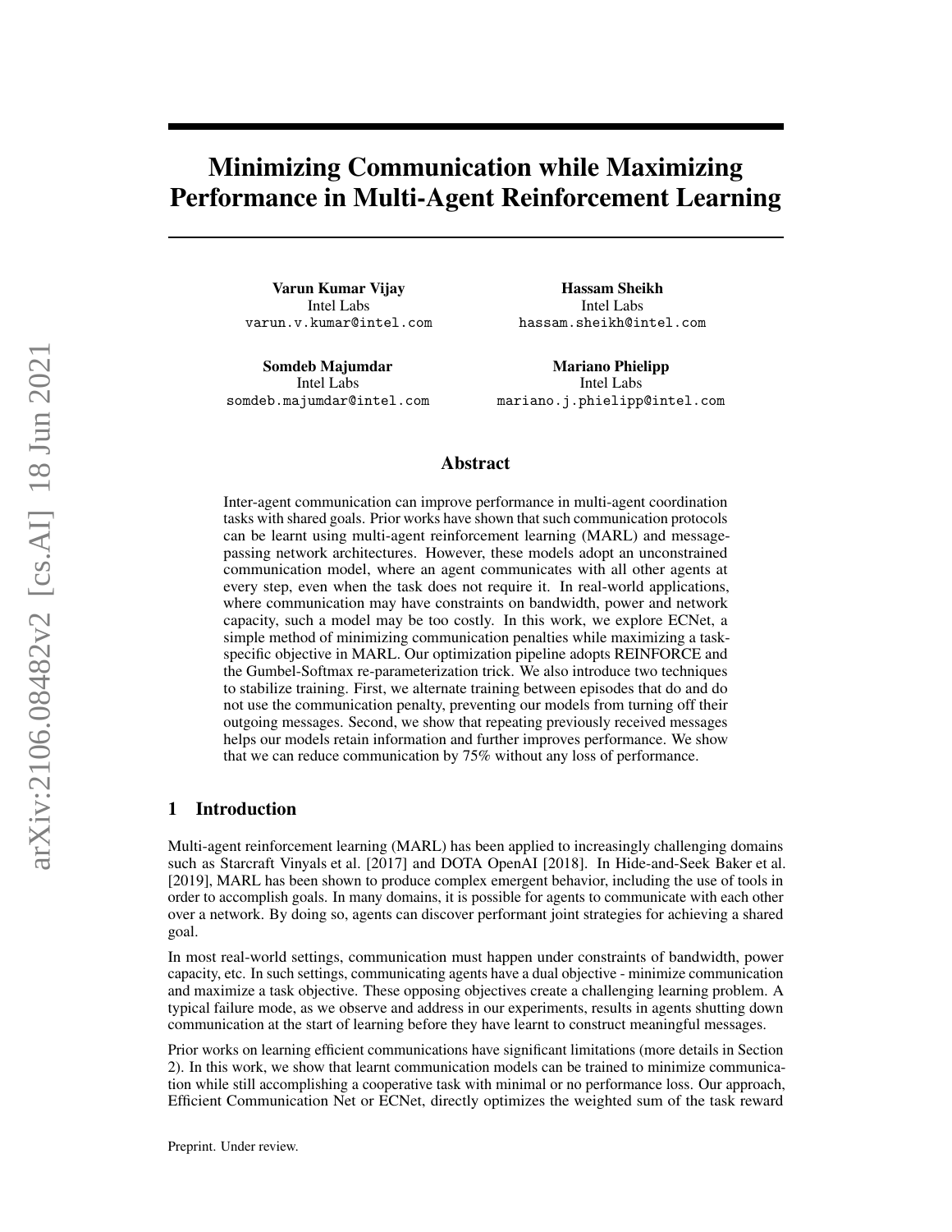# Minimizing Communication while Maximizing Performance in Multi-Agent Reinforcement Learning

**Varun Kumar Vijay**
Intel Labs
varun.v.kumar@intel.com

**Hassam Sheikh**
Intel Labs
hassam.sheikh@intel.com

**Somdeb Majumdar**
Intel Labs
somdeb.majumdar@intel.com

**Mariano Phielipp**
Intel Labs
mariano.j.phielipp@intel.com

## Abstract

Inter-agent communication can improve performance in multi-agent coordination tasks with shared goals. Prior works have shown that such communication protocols can be learnt using multi-agent reinforcement learning (MARL) and message-passing network architectures. However, these models adopt an unconstrained communication model, where an agent communicates with all other agents at every step, even when the task does not require it. In real-world applications, where communication may have constraints on bandwidth, power and network capacity, such a model may be too costly. In this work, we explore ECNet, a simple method of minimizing communication penalties while maximizing a task-specific objective in MARL. Our optimization pipeline adopts REINFORCE and the Gumbel-Softmax re-parameterization trick. We also introduce two techniques to stabilize training. First, we alternate training between episodes that do and do not use the communication penalty, preventing our models from turning off their outgoing messages. Second, we show that repeating previously received messages helps our models retain information and further improves performance. We show that we can reduce communication by 75% without any loss of performance.

## 1 Introduction

Multi-agent reinforcement learning (MARL) has been applied to increasingly challenging domains such as Starcraft Vinyals et al. [2017] and DOTA OpenAI [2018]. In Hide-and-Seek Baker et al. [2019], MARL has been shown to produce complex emergent behavior, including the use of tools in order to accomplish goals. In many domains, it is possible for agents to communicate with each other over a network. By doing so, agents can discover performant joint strategies for achieving a shared goal.

In most real-world settings, communication must happen under constraints of bandwidth, power capacity, etc. In such settings, communicating agents have a dual objective - minimize communication and maximize a task objective. These opposing objectives create a challenging learning problem. A typical failure mode, as we observe and address in our experiments, results in agents shutting down communication at the start of learning before they have learnt to construct meaningful messages.

Prior works on learning efficient communications have significant limitations (more details in Section 2). In this work, we show that learnt communication models can be trained to minimize communication while still accomplishing a cooperative task with minimal or no performance loss. Our approach, Efficient Communication Net or ECNet, directly optimizes the weighted sum of the task reward

Preprint. Under review.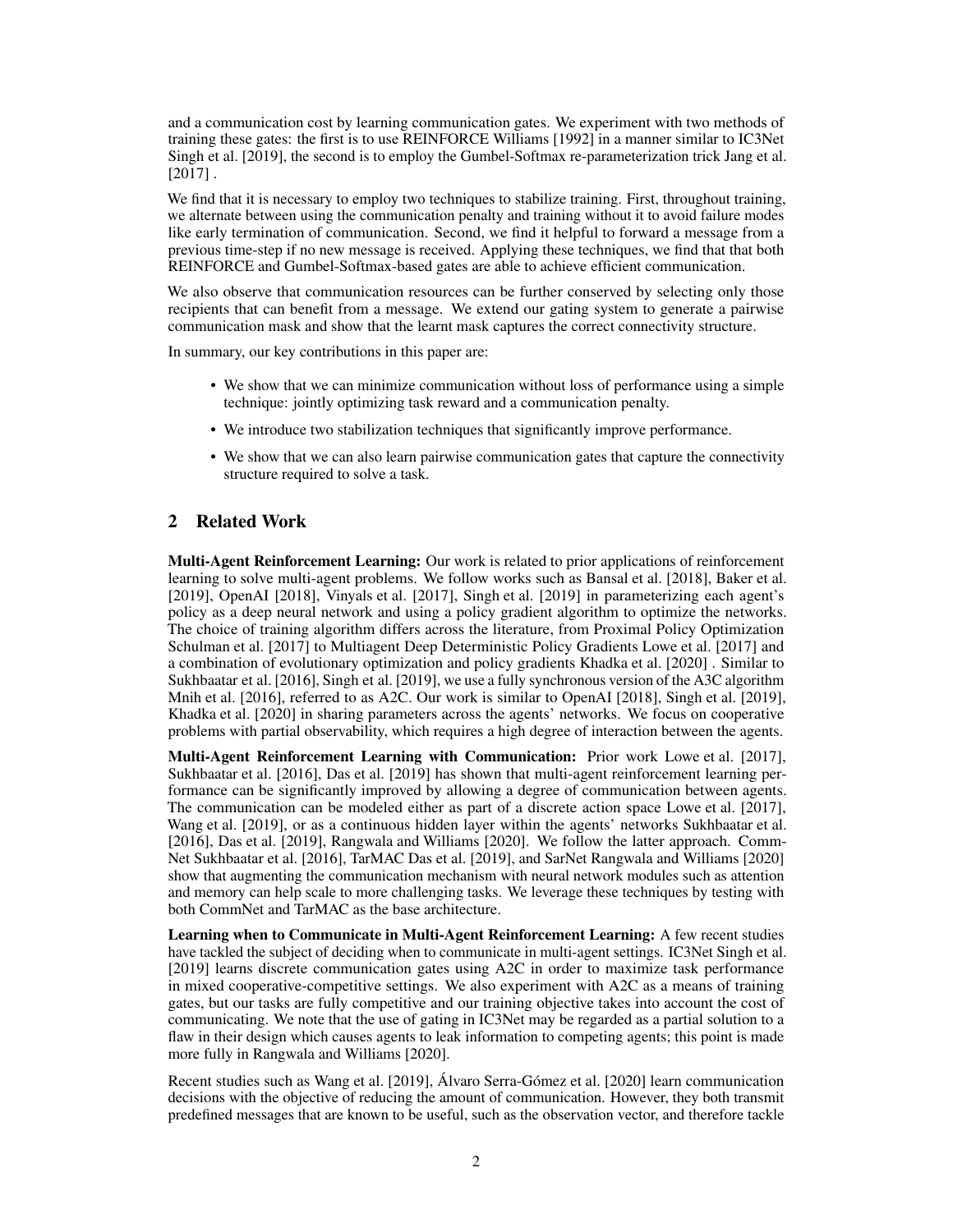and a communication cost by learning communication gates. We experiment with two methods of training these gates: the first is to use REINFORCE Williams [1992] in a manner similar to IC3Net Singh et al. [2019], the second is to employ the Gumbel-Softmax re-parameterization trick Jang et al. [2017] .

We find that it is necessary to employ two techniques to stabilize training. First, throughout training, we alternate between using the communication penalty and training without it to avoid failure modes like early termination of communication. Second, we find it helpful to forward a message from a previous time-step if no new message is received. Applying these techniques, we find that that both REINFORCE and Gumbel-Softmax-based gates are able to achieve efficient communication.

We also observe that communication resources can be further conserved by selecting only those recipients that can benefit from a message. We extend our gating system to generate a pairwise communication mask and show that the learnt mask captures the correct connectivity structure.

In summary, our key contributions in this paper are:

- We show that we can minimize communication without loss of performance using a simple technique: jointly optimizing task reward and a communication penalty.
- We introduce two stabilization techniques that significantly improve performance.
- We show that we can also learn pairwise communication gates that capture the connectivity structure required to solve a task.

## 2 Related Work

**Multi-Agent Reinforcement Learning:** Our work is related to prior applications of reinforcement learning to solve multi-agent problems. We follow works such as Bansal et al. [2018], Baker et al. [2019], OpenAI [2018], Vinyals et al. [2017], Singh et al. [2019] in parameterizing each agent's policy as a deep neural network and using a policy gradient algorithm to optimize the networks. The choice of training algorithm differs across the literature, from Proximal Policy Optimization Schulman et al. [2017] to Multiagent Deep Deterministic Policy Gradients Lowe et al. [2017] and a combination of evolutionary optimization and policy gradients Khadka et al. [2020] . Similar to Sukhbaatar et al. [2016], Singh et al. [2019], we use a fully synchronous version of the A3C algorithm Mnih et al. [2016], referred to as A2C. Our work is similar to OpenAI [2018], Singh et al. [2019], Khadka et al. [2020] in sharing parameters across the agents' networks. We focus on cooperative problems with partial observability, which requires a high degree of interaction between the agents.

**Multi-Agent Reinforcement Learning with Communication:** Prior work Lowe et al. [2017], Sukhbaatar et al. [2016], Das et al. [2019] has shown that multi-agent reinforcement learning performance can be significantly improved by allowing a degree of communication between agents. The communication can be modeled either as part of a discrete action space Lowe et al. [2017], Wang et al. [2019], or as a continuous hidden layer within the agents' networks Sukhbaatar et al. [2016], Das et al. [2019], Rangwala and Williams [2020]. We follow the latter approach. CommNet Sukhbaatar et al. [2016], TarMAC Das et al. [2019], and SarNet Rangwala and Williams [2020] show that augmenting the communication mechanism with neural network modules such as attention and memory can help scale to more challenging tasks. We leverage these techniques by testing with both CommNet and TarMAC as the base architecture.

**Learning when to Communicate in Multi-Agent Reinforcement Learning:** A few recent studies have tackled the subject of deciding when to communicate in multi-agent settings. IC3Net Singh et al. [2019] learns discrete communication gates using A2C in order to maximize task performance in mixed cooperative-competitive settings. We also experiment with A2C as a means of training gates, but our tasks are fully competitive and our training objective takes into account the cost of communicating. We note that the use of gating in IC3Net may be regarded as a partial solution to a flaw in their design which causes agents to leak information to competing agents; this point is made more fully in Rangwala and Williams [2020].

Recent studies such as Wang et al. [2019], Álvaro Serra-Gómez et al. [2020] learn communication decisions with the objective of reducing the amount of communication. However, they both transmit predefined messages that are known to be useful, such as the observation vector, and therefore tackle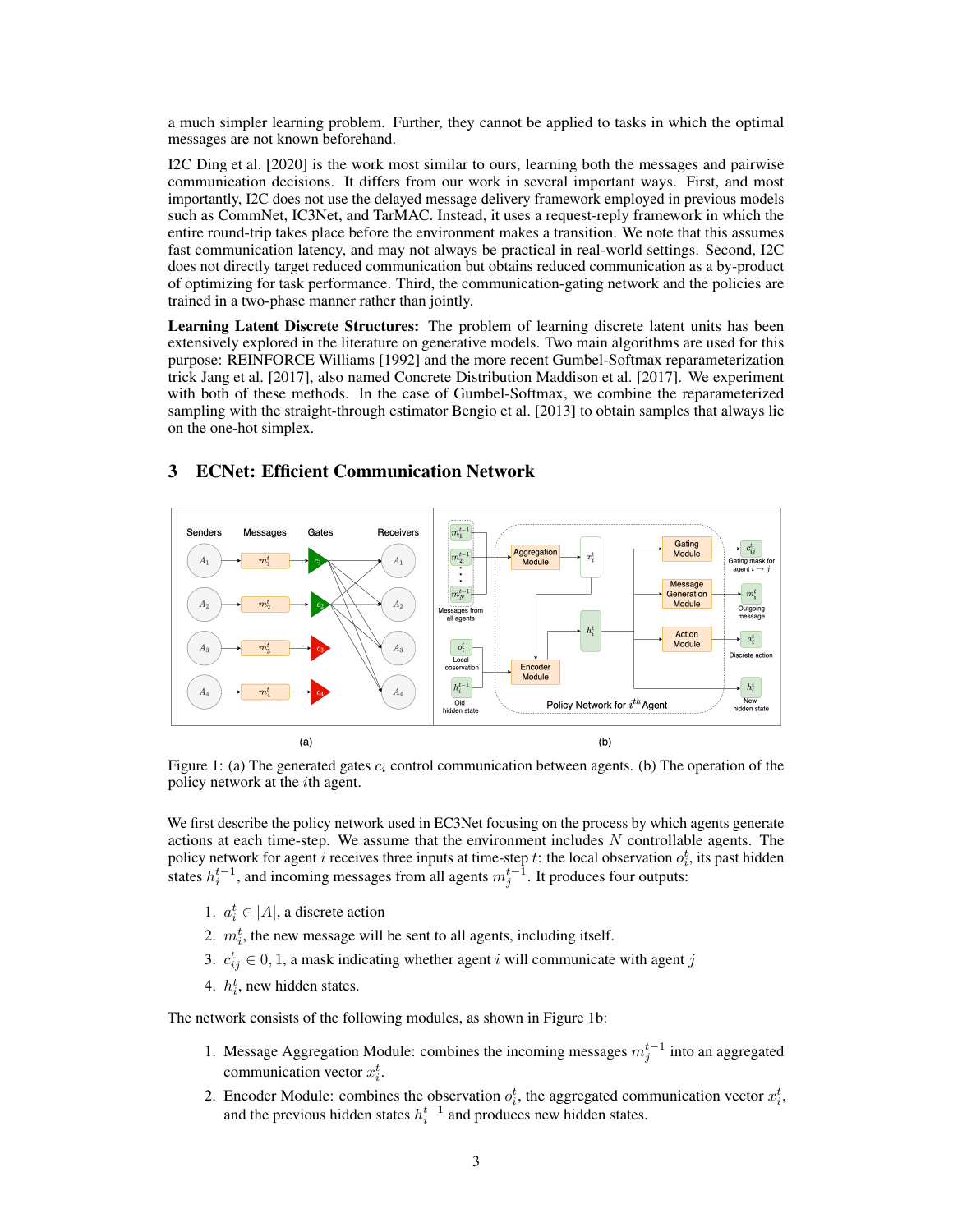a much simpler learning problem. Further, they cannot be applied to tasks in which the optimal messages are not known beforehand.

I2C Ding et al. [2020] is the work most similar to ours, learning both the messages and pairwise communication decisions. It differs from our work in several important ways. First, and most importantly, I2C does not use the delayed message delivery framework employed in previous models such as CommNet, IC3Net, and TarMAC. Instead, it uses a request-reply framework in which the entire round-trip takes place before the environment makes a transition. We note that this assumes fast communication latency, and may not always be practical in real-world settings. Second, I2C does not directly target reduced communication but obtains reduced communication as a by-product of optimizing for task performance. Third, the communication-gating network and the policies are trained in a two-phase manner rather than jointly.

**Learning Latent Discrete Structures:** The problem of learning discrete latent units has been extensively explored in the literature on generative models. Two main algorithms are used for this purpose: REINFORCE Williams [1992] and the more recent Gumbel-Softmax reparameterization trick Jang et al. [2017], also named Concrete Distribution Maddison et al. [2017]. We experiment with both of these methods. In the case of Gumbel-Softmax, we combine the reparameterized sampling with the straight-through estimator Bengio et al. [2013] to obtain samples that always lie on the one-hot simplex.

## 3 ECNet: Efficient Communication Network

Figure 1: (a) The generated gates $c_i$ control communication between agents. (b) The operation of the policy network at the $i$th agent.

We first describe the policy network used in EC3Net focusing on the process by which agents generate actions at each time-step. We assume that the environment includes $N$ controllable agents. The policy network for agent $i$ receives three inputs at time-step $t$: the local observation $o_i^t$, its past hidden states $h_i^{t-1}$, and incoming messages from all agents $m_j^{t-1}$. It produces four outputs:

1. $a_i^t \in |A|$, a discrete action
2. $m_i^t$, the new message will be sent to all agents, including itself.
3. $c_{ij}^t \in 0, 1$, a mask indicating whether agent $i$ will communicate with agent $j$
4. $h_i^t$, new hidden states.

The network consists of the following modules, as shown in Figure 1b:

1. Message Aggregation Module: combines the incoming messages $m_j^{t-1}$ into an aggregated communication vector $x_i^t$.
2. Encoder Module: combines the observation $o_i^t$, the aggregated communication vector $x_i^t$, and the previous hidden states $h_i^{t-1}$ and produces new hidden states.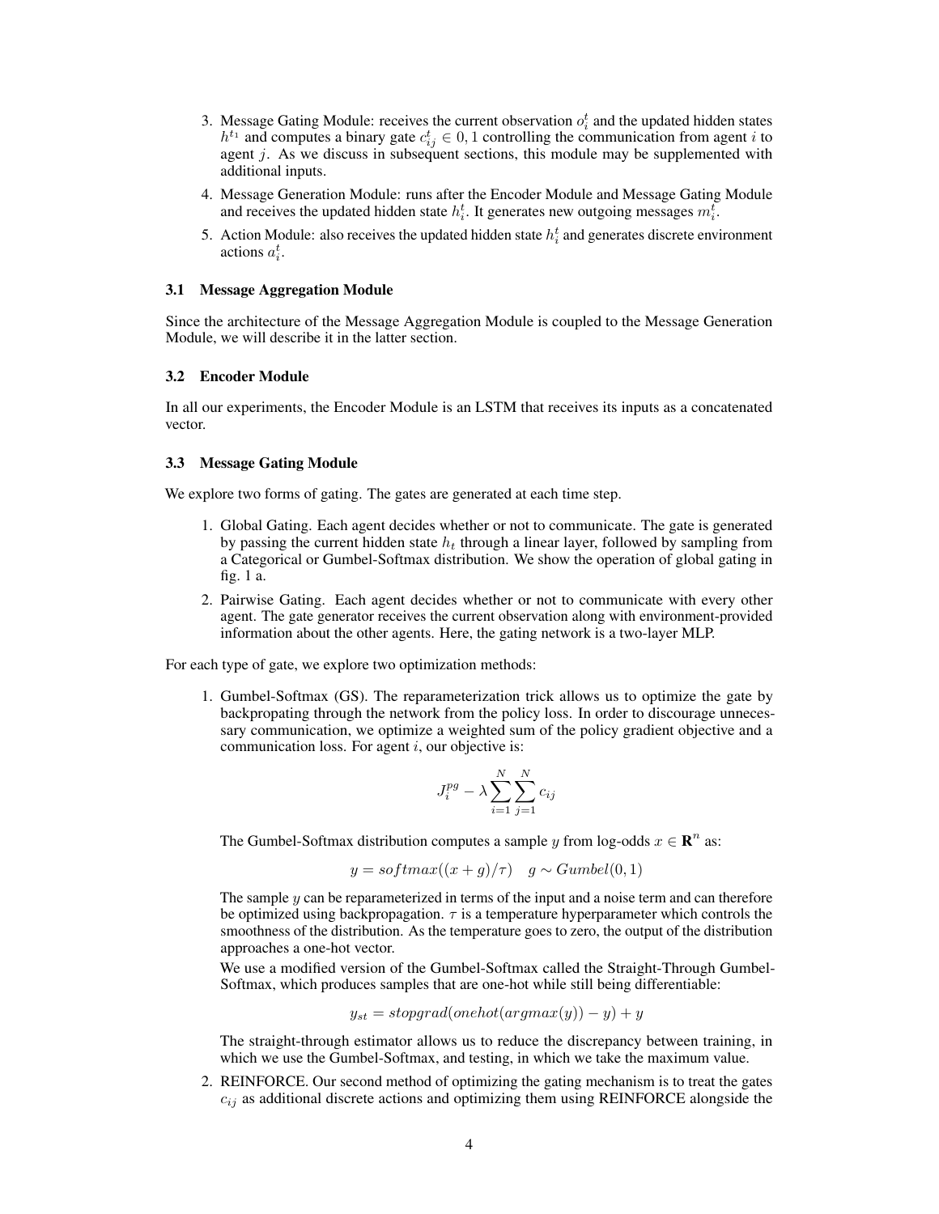3. Message Gating Module: receives the current observation $o_i^t$ and the updated hidden states $h^{t_1}$ and computes a binary gate $c_{ij}^t \in 0, 1$ controlling the communication from agent $i$ to agent $j$. As we discuss in subsequent sections, this module may be supplemented with additional inputs.
4. Message Generation Module: runs after the Encoder Module and Message Gating Module and receives the updated hidden state $h_i^t$. It generates new outgoing messages $m_i^t$.
5. Action Module: also receives the updated hidden state $h_i^t$ and generates discrete environment actions $a_i^t$.

### 3.1 Message Aggregation Module

Since the architecture of the Message Aggregation Module is coupled to the Message Generation Module, we will describe it in the latter section.

### 3.2 Encoder Module

In all our experiments, the Encoder Module is an LSTM that receives its inputs as a concatenated vector.

### 3.3 Message Gating Module

We explore two forms of gating. The gates are generated at each time step.

1. Global Gating. Each agent decides whether or not to communicate. The gate is generated by passing the current hidden state $h_t$ through a linear layer, followed by sampling from a Categorical or Gumbel-Softmax distribution. We show the operation of global gating in fig. 1 a.
2. Pairwise Gating. Each agent decides whether or not to communicate with every other agent. The gate generator receives the current observation along with environment-provided information about the other agents. Here, the gating network is a two-layer MLP.

For each type of gate, we explore two optimization methods:

1. Gumbel-Softmax (GS). The reparameterization trick allows us to optimize the gate by backpropating through the network from the policy loss. In order to discourage unnecessary communication, we optimize a weighted sum of the policy gradient objective and a communication loss. For agent $i$, our objective is:

$$J_i^{pg} - \lambda \sum_{i=1}^{N} \sum_{j=1}^{N} c_{ij}$$

   The Gumbel-Softmax distribution computes a sample $y$ from log-odds $x \in \mathbf{R}^n$ as:

$$y = softmax((x + g)/\tau) \quad g \sim Gumbel(0, 1)$$

   The sample $y$ can be reparameterized in terms of the input and a noise term and can therefore be optimized using backpropagation. $\tau$ is a temperature hyperparameter which controls the smoothness of the distribution. As the temperature goes to zero, the output of the distribution approaches a one-hot vector.

   We use a modified version of the Gumbel-Softmax called the Straight-Through Gumbel-Softmax, which produces samples that are one-hot while still being differentiable:

$$y_{st} = stopgrad(onehot(argmax(y)) - y) + y$$

   The straight-through estimator allows us to reduce the discrepancy between training, in which we use the Gumbel-Softmax, and testing, in which we take the maximum value.

2. REINFORCE. Our second method of optimizing the gating mechanism is to treat the gates $c_{ij}$ as additional discrete actions and optimizing them using REINFORCE alongside the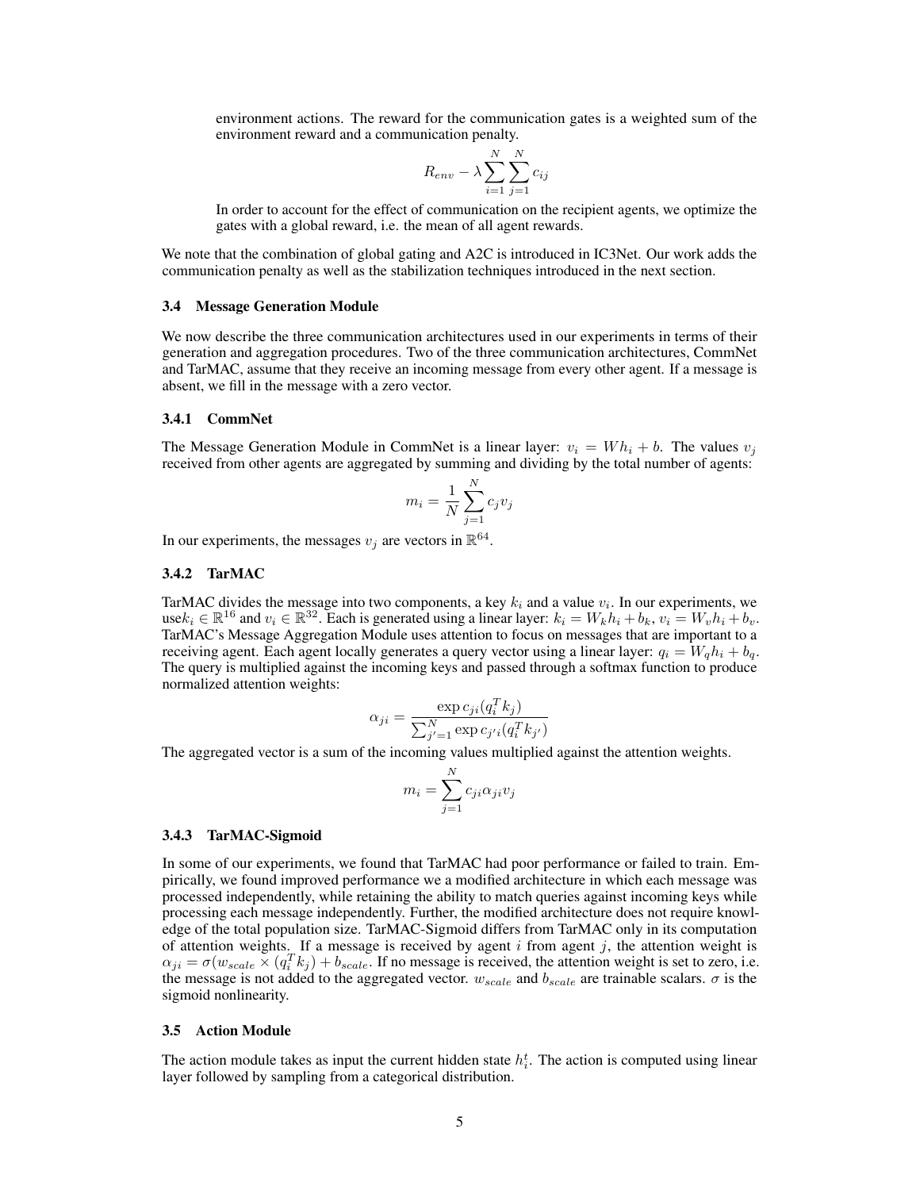environment actions. The reward for the communication gates is a weighted sum of the environment reward and a communication penalty.

$$R_{env} - \lambda \sum_{i=1}^{N} \sum_{j=1}^{N} c_{ij}$$

In order to account for the effect of communication on the recipient agents, we optimize the gates with a global reward, i.e. the mean of all agent rewards.

We note that the combination of global gating and A2C is introduced in IC3Net. Our work adds the communication penalty as well as the stabilization techniques introduced in the next section.

### 3.4 Message Generation Module

We now describe the three communication architectures used in our experiments in terms of their generation and aggregation procedures. Two of the three communication architectures, CommNet and TarMAC, assume that they receive an incoming message from every other agent. If a message is absent, we fill in the message with a zero vector.

#### 3.4.1 CommNet

The Message Generation Module in CommNet is a linear layer: $v_i = Wh_i + b$. The values $v_j$ received from other agents are aggregated by summing and dividing by the total number of agents:

$$m_i = \frac{1}{N} \sum_{j=1}^{N} c_j v_j$$

In our experiments, the messages $v_j$ are vectors in $\mathbb{R}^{64}$.

#### 3.4.2 TarMAC

TarMAC divides the message into two components, a key $k_i$ and a value $v_i$. In our experiments, we use$k_i \in \mathbb{R}^{16}$ and $v_i \in \mathbb{R}^{32}$. Each is generated using a linear layer: $k_i = W_k h_i + b_k$, $v_i = W_v h_i + b_v$. TarMAC's Message Aggregation Module uses attention to focus on messages that are important to a receiving agent. Each agent locally generates a query vector using a linear layer: $q_i = W_q h_i + b_q$. The query is multiplied against the incoming keys and passed through a softmax function to produce normalized attention weights:

$$\alpha_{ji} = \frac{\exp c_{ji}(q_i^T k_j)}{\sum_{j'=1}^{N} \exp c_{j'i}(q_i^T k_{j'})}$$

The aggregated vector is a sum of the incoming values multiplied against the attention weights.

$$m_i = \sum_{j=1}^{N} c_{ji} \alpha_{ji} v_j$$

#### 3.4.3 TarMAC-Sigmoid

In some of our experiments, we found that TarMAC had poor performance or failed to train. Empirically, we found improved performance we a modified architecture in which each message was processed independently, while retaining the ability to match queries against incoming keys while processing each message independently. Further, the modified architecture does not require knowledge of the total population size. TarMAC-Sigmoid differs from TarMAC only in its computation of attention weights. If a message is received by agent $i$ from agent $j$, the attention weight is $\alpha_{ji} = \sigma(w_{scale} \times (q_i^T k_j) + b_{scale}$. If no message is received, the attention weight is set to zero, i.e. the message is not added to the aggregated vector. $w_{scale}$ and $b_{scale}$ are trainable scalars. $\sigma$ is the sigmoid nonlinearity.

### 3.5 Action Module

The action module takes as input the current hidden state $h_i^t$. The action is computed using linear layer followed by sampling from a categorical distribution.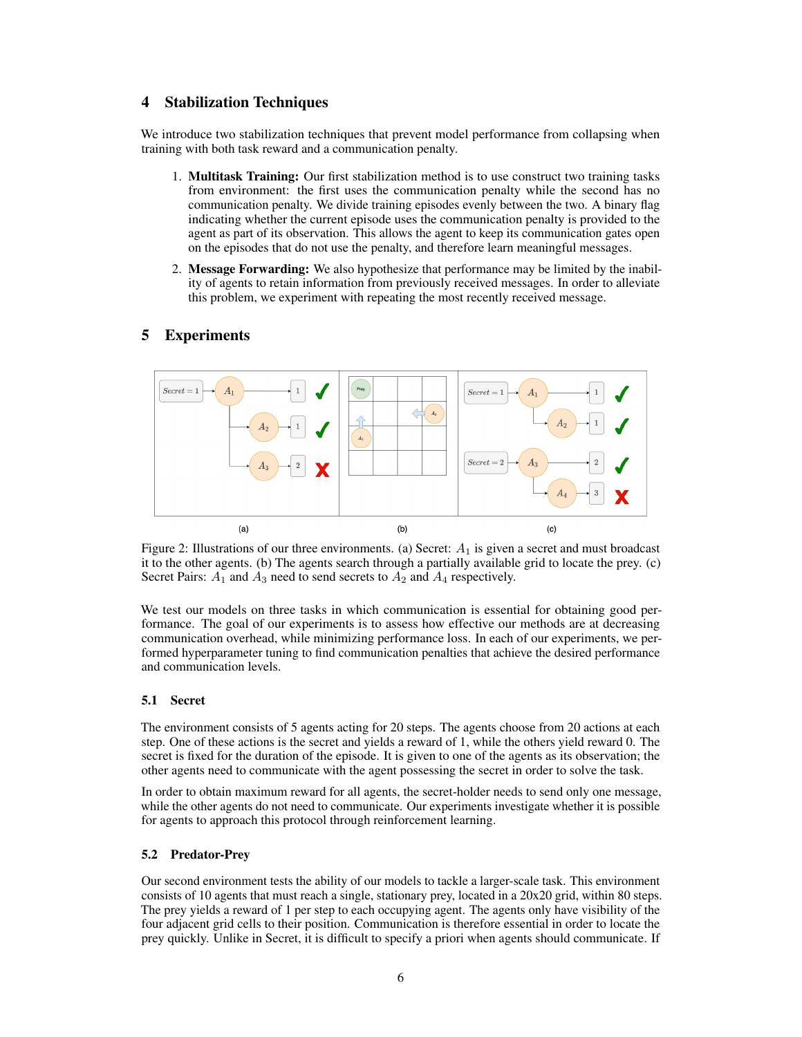## 4 Stabilization Techniques

We introduce two stabilization techniques that prevent model performance from collapsing when training with both task reward and a communication penalty.

1. **Multitask Training:** Our first stabilization method is to use construct two training tasks from environment: the first uses the communication penalty while the second has no communication penalty. We divide training episodes evenly between the two. A binary flag indicating whether the current episode uses the communication penalty is provided to the agent as part of its observation. This allows the agent to keep its communication gates open on the episodes that do not use the penalty, and therefore learn meaningful messages.
2. **Message Forwarding:** We also hypothesize that performance may be limited by the inability of agents to retain information from previously received messages. In order to alleviate this problem, we experiment with repeating the most recently received message.

## 5 Experiments

(a)

(b)

(c)

Figure 2: Illustrations of our three environments. (a) Secret: $A_1$ is given a secret and must broadcast it to the other agents. (b) The agents search through a partially available grid to locate the prey. (c) Secret Pairs: $A_1$ and $A_3$ need to send secrets to $A_2$ and $A_4$ respectively.

We test our models on three tasks in which communication is essential for obtaining good performance. The goal of our experiments is to assess how effective our methods are at decreasing communication overhead, while minimizing performance loss. In each of our experiments, we performed hyperparameter tuning to find communication penalties that achieve the desired performance and communication levels.

### 5.1 Secret

The environment consists of 5 agents acting for 20 steps. The agents choose from 20 actions at each step. One of these actions is the secret and yields a reward of 1, while the others yield reward 0. The secret is fixed for the duration of the episode. It is given to one of the agents as its observation; the other agents need to communicate with the agent possessing the secret in order to solve the task.

In order to obtain maximum reward for all agents, the secret-holder needs to send only one message, while the other agents do not need to communicate. Our experiments investigate whether it is possible for agents to approach this protocol through reinforcement learning.

### 5.2 Predator-Prey

Our second environment tests the ability of our models to tackle a larger-scale task. This environment consists of 10 agents that must reach a single, stationary prey, located in a 20x20 grid, within 80 steps. The prey yields a reward of 1 per step to each occupying agent. The agents only have visibility of the four adjacent grid cells to their position. Communication is therefore essential in order to locate the prey quickly. Unlike in Secret, it is difficult to specify a priori when agents should communicate. If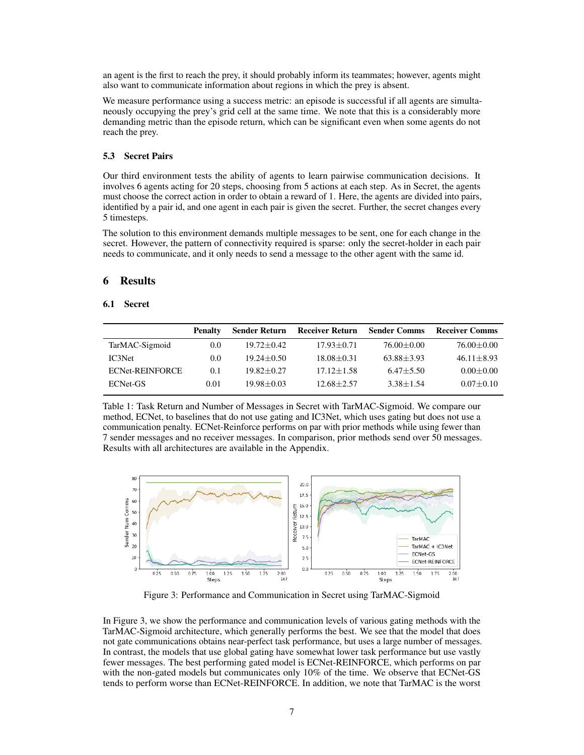an agent is the first to reach the prey, it should probably inform its teammates; however, agents might also want to communicate information about regions in which the prey is absent.

We measure performance using a success metric: an episode is successful if all agents are simultaneously occupying the prey's grid cell at the same time. We note that this is a considerably more demanding metric than the episode return, which can be significant even when some agents do not reach the prey.

### 5.3 Secret Pairs

Our third environment tests the ability of agents to learn pairwise communication decisions. It involves 6 agents acting for 20 steps, choosing from 5 actions at each step. As in Secret, the agents must choose the correct action in order to obtain a reward of 1. Here, the agents are divided into pairs, identified by a pair id, and one agent in each pair is given the secret. Further, the secret changes every 5 timesteps.

The solution to this environment demands multiple messages to be sent, one for each change in the secret. However, the pattern of connectivity required is sparse: only the secret-holder in each pair needs to communicate, and it only needs to send a message to the other agent with the same id.

## 6 Results

### 6.1 Secret

| | Penalty | Sender Return | Receiver Return | Sender Comms | Receiver Comms |
|---|---|---|---|---|---|
| TarMAC-Sigmoid | 0.0 | 19.72±0.42 | 17.93±0.71 | 76.00±0.00 | 76.00±0.00 |
| IC3Net | 0.0 | 19.24±0.50 | 18.08±0.31 | 63.88±3.93 | 46.11±8.93 |
| ECNet-REINFORCE | 0.1 | 19.82±0.27 | 17.12±1.58 | 6.47±5.50 | 0.00±0.00 |
| ECNet-GS | 0.01 | 19.98±0.03 | 12.68±2.57 | 3.38±1.54 | 0.07±0.10 |

Table 1: Task Return and Number of Messages in Secret with TarMAC-Sigmoid. We compare our method, ECNet, to baselines that do not use gating and IC3Net, which uses gating but does not use a communication penalty. ECNet-Reinforce performs on par with prior methods while using fewer than 7 sender messages and no receiver messages. In comparison, prior methods send over 50 messages. Results with all architectures are available in the Appendix.

Sender Num Comms
Steps
1e7
Receiver Return
Steps
1e7
TarMAC
TarMAC + IC3Net
ECNet-GS
ECNet-REINFORCE

Figure 3: Performance and Communication in Secret using TarMAC-Sigmoid

In Figure 3, we show the performance and communication levels of various gating methods with the TarMAC-Sigmoid architecture, which generally performs the best. We see that the model that does not gate communications obtains near-perfect task performance, but uses a large number of messages. In contrast, the models that use global gating have somewhat lower task performance but use vastly fewer messages. The best performing gated model is ECNet-REINFORCE, which performs on par with the non-gated models but communicates only 10% of the time. We observe that ECNet-GS tends to perform worse than ECNet-REINFORCE. In addition, we note that TarMAC is the worst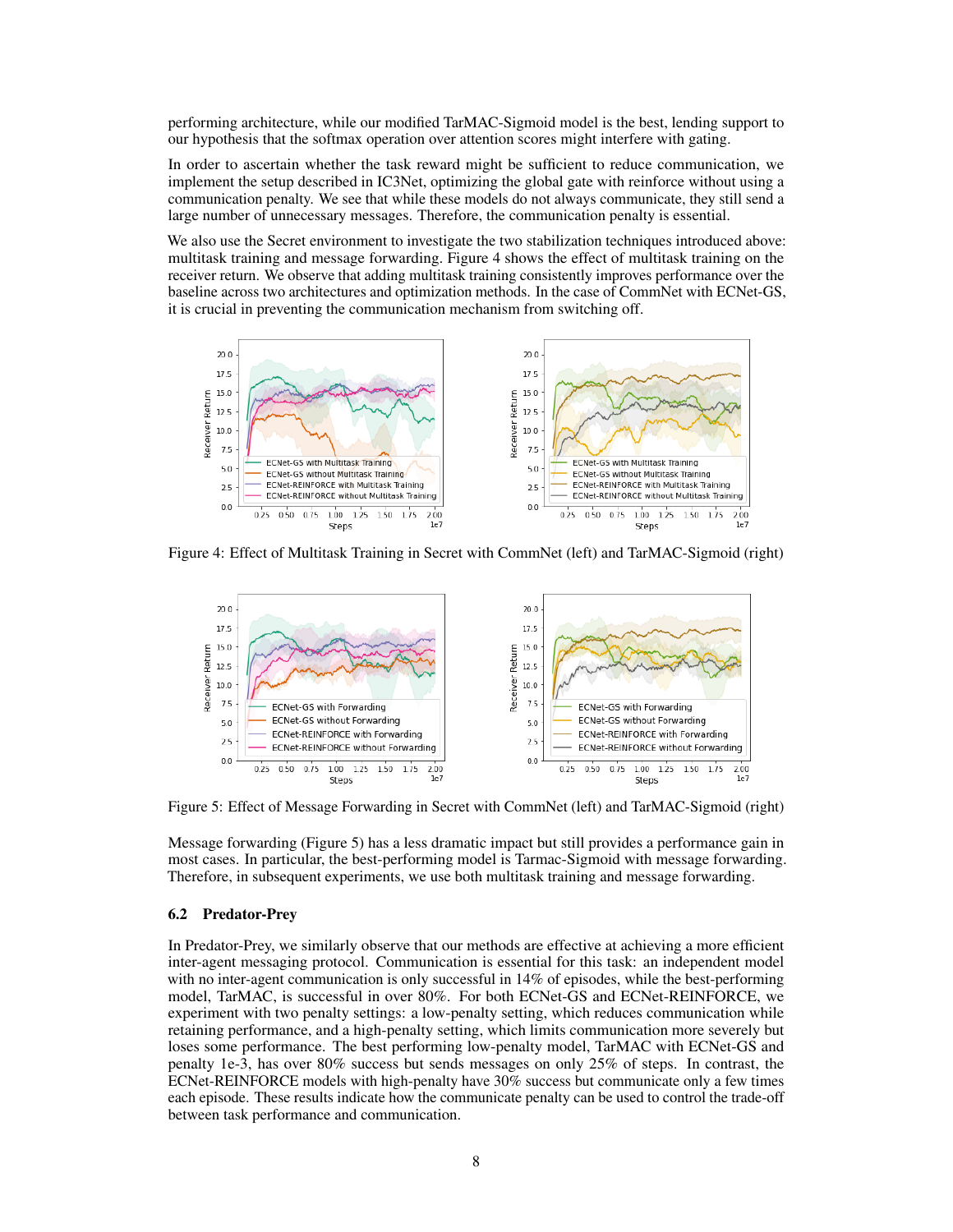performing architecture, while our modified TarMAC-Sigmoid model is the best, lending support to our hypothesis that the softmax operation over attention scores might interfere with gating.

In order to ascertain whether the task reward might be sufficient to reduce communication, we implement the setup described in IC3Net, optimizing the global gate with reinforce without using a communication penalty. We see that while these models do not always communicate, they still send a large number of unnecessary messages. Therefore, the communication penalty is essential.

We also use the Secret environment to investigate the two stabilization techniques introduced above: multitask training and message forwarding. Figure 4 shows the effect of multitask training on the receiver return. We observe that adding multitask training consistently improves performance over the baseline across two architectures and optimization methods. In the case of CommNet with ECNet-GS, it is crucial in preventing the communication mechanism from switching off.

Receiver Return
20.0
17.5
15.0
12.5
10.0
7.5
5.0
2.5
0.0
ECNet-GS with Multitask Training
ECNet-GS without Multitask Training
ECNet-REINFORCE with Multitask Training
ECNet-REINFORCE without Multitask Training
0.25 0.50 0.75 1.00 1.25 1.50 1.75 2.00
Steps
1e7

Receiver Return
20.0
17.5
15.0
12.5
10.0
7.5
5.0
2.5
0.0
ECNet-GS with Multitask Training
ECNet-GS without Multitask Training
ECNet-REINFORCE with Multitask Training
ECNet-REINFORCE without Multitask Training
0.25 0.50 0.75 1.00 1.25 1.50 1.75 2.00
Steps
1e7

Figure 4: Effect of Multitask Training in Secret with CommNet (left) and TarMAC-Sigmoid (right)

Receiver Return
20.0
17.5
15.0
12.5
10.0
7.5
5.0
2.5
0.0
ECNet-GS with Forwarding
ECNet-GS without Forwarding
ECNet-REINFORCE with Forwarding
ECNet-REINFORCE without Forwarding
0.25 0.50 0.75 1.00 1.25 1.50 1.75 2.00
Steps
1e7

Receiver Return
20.0
17.5
15.0
12.5
10.0
7.5
5.0
2.5
0.0
ECNet-GS with Forwarding
ECNet-GS without Forwarding
ECNet-REINFORCE with Forwarding
ECNet-REINFORCE without Forwarding
0.25 0.50 0.75 1.00 1.25 1.50 1.75 2.00
Steps
1e7

Figure 5: Effect of Message Forwarding in Secret with CommNet (left) and TarMAC-Sigmoid (right)

Message forwarding (Figure 5) has a less dramatic impact but still provides a performance gain in most cases. In particular, the best-performing model is Tarmac-Sigmoid with message forwarding. Therefore, in subsequent experiments, we use both multitask training and message forwarding.

### 6.2 Predator-Prey

In Predator-Prey, we similarly observe that our methods are effective at achieving a more efficient inter-agent messaging protocol. Communication is essential for this task: an independent model with no inter-agent communication is only successful in 14% of episodes, while the best-performing model, TarMAC, is successful in over 80%. For both ECNet-GS and ECNet-REINFORCE, we experiment with two penalty settings: a low-penalty setting, which reduces communication while retaining performance, and a high-penalty setting, which limits communication more severely but loses some performance. The best performing low-penalty model, TarMAC with ECNet-GS and penalty 1e-3, has over 80% success but sends messages on only 25% of steps. In contrast, the ECNet-REINFORCE models with high-penalty have 30% success but communicate only a few times each episode. These results indicate how the communicate penalty can be used to control the trade-off between task performance and communication.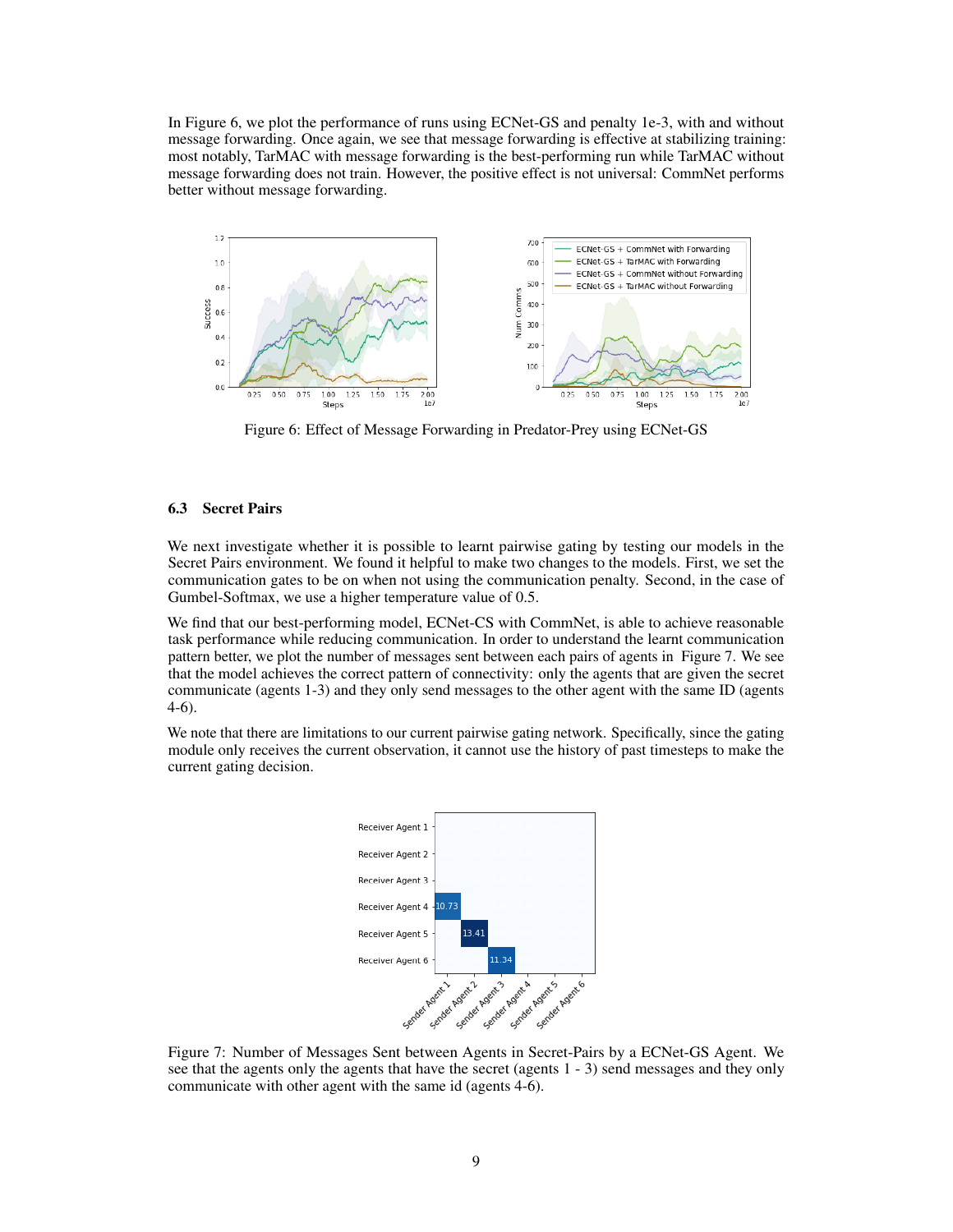In Figure 6, we plot the performance of runs using ECNet-GS and penalty 1e-3, with and without message forwarding. Once again, we see that message forwarding is effective at stabilizing training: most notably, TarMAC with message forwarding is the best-performing run while TarMAC without message forwarding does not train. However, the positive effect is not universal: CommNet performs better without message forwarding.

Success
1.2
1.0
0.8
0.6
0.4
0.2
0.0
0.25 0.50 0.75 1.00 1.25 1.50 1.75 2.00
Steps
1e7

Num Comms
700
600
500
400
300
200
100
0
0.25 0.50 0.75 1.00 1.25 1.50 1.75 2.00
Steps
1e7

ECNet-GS + CommNet with Forwarding
ECNet-GS + TarMAC with Forwarding
ECNet-GS + CommNet without Forwarding
ECNet-GS + TarMAC without Forwarding

Figure 6: Effect of Message Forwarding in Predator-Prey using ECNet-GS

### 6.3 Secret Pairs

We next investigate whether it is possible to learnt pairwise gating by testing our models in the Secret Pairs environment. We found it helpful to make two changes to the models. First, we set the communication gates to be on when not using the communication penalty. Second, in the case of Gumbel-Softmax, we use a higher temperature value of 0.5.

We find that our best-performing model, ECNet-CS with CommNet, is able to achieve reasonable task performance while reducing communication. In order to understand the learnt communication pattern better, we plot the number of messages sent between each pairs of agents in Figure 7. We see that the model achieves the correct pattern of connectivity: only the agents that are given the secret communicate (agents 1-3) and they only send messages to the other agent with the same ID (agents 4-6).

We note that there are limitations to our current pairwise gating network. Specifically, since the gating module only receives the current observation, it cannot use the history of past timesteps to make the current gating decision.

Receiver Agent 1
Receiver Agent 2
Receiver Agent 3
Receiver Agent 4
Receiver Agent 5
Receiver Agent 6
10.73
13.41
11.34
Sender Agent 1
Sender Agent 2
Sender Agent 3
Sender Agent 4
Sender Agent 5
Sender Agent 6

Figure 7: Number of Messages Sent between Agents in Secret-Pairs by a ECNet-GS Agent. We see that the agents only the agents that have the secret (agents 1 - 3) send messages and they only communicate with other agent with the same id (agents 4-6).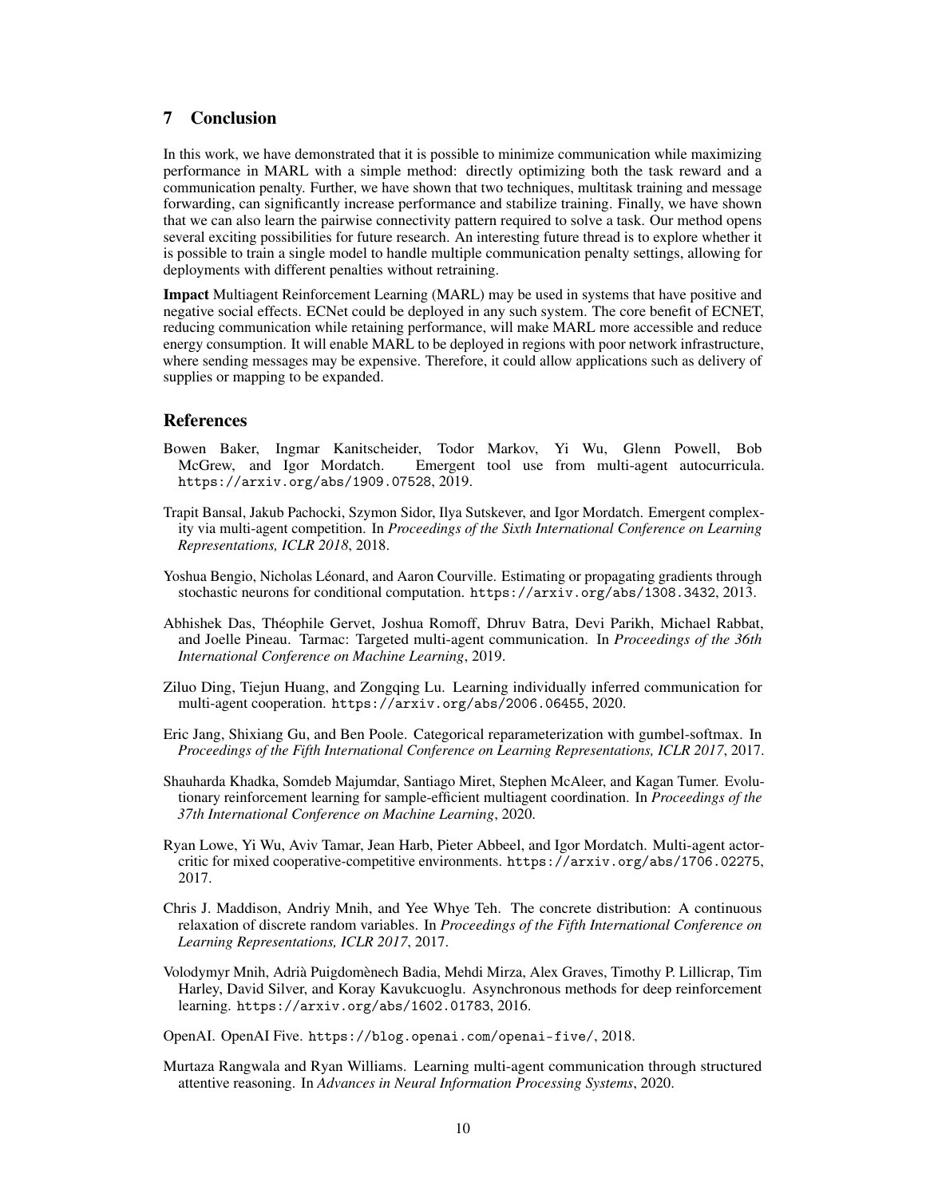## 7 Conclusion

In this work, we have demonstrated that it is possible to minimize communication while maximizing performance in MARL with a simple method: directly optimizing both the task reward and a communication penalty. Further, we have shown that two techniques, multitask training and message forwarding, can significantly increase performance and stabilize training. Finally, we have shown that we can also learn the pairwise connectivity pattern required to solve a task. Our method opens several exciting possibilities for future research. An interesting future thread is to explore whether it is possible to train a single model to handle multiple communication penalty settings, allowing for deployments with different penalties without retraining.

**Impact** Multiagent Reinforcement Learning (MARL) may be used in systems that have positive and negative social effects. ECNet could be deployed in any such system. The core benefit of ECNET, reducing communication while retaining performance, will make MARL more accessible and reduce energy consumption. It will enable MARL to be deployed in regions with poor network infrastructure, where sending messages may be expensive. Therefore, it could allow applications such as delivery of supplies or mapping to be expanded.

## References

Bowen Baker, Ingmar Kanitscheider, Todor Markov, Yi Wu, Glenn Powell, Bob McGrew, and Igor Mordatch. Emergent tool use from multi-agent autocurricula. https://arxiv.org/abs/1909.07528, 2019.

Trapit Bansal, Jakub Pachocki, Szymon Sidor, Ilya Sutskever, and Igor Mordatch. Emergent complexity via multi-agent competition. In *Proceedings of the Sixth International Conference on Learning Representations, ICLR 2018*, 2018.

Yoshua Bengio, Nicholas Léonard, and Aaron Courville. Estimating or propagating gradients through stochastic neurons for conditional computation. https://arxiv.org/abs/1308.3432, 2013.

Abhishek Das, Théophile Gervet, Joshua Romoff, Dhruv Batra, Devi Parikh, Michael Rabbat, and Joelle Pineau. Tarmac: Targeted multi-agent communication. In *Proceedings of the 36th International Conference on Machine Learning*, 2019.

Ziluo Ding, Tiejun Huang, and Zongqing Lu. Learning individually inferred communication for multi-agent cooperation. https://arxiv.org/abs/2006.06455, 2020.

Eric Jang, Shixiang Gu, and Ben Poole. Categorical reparameterization with gumbel-softmax. In *Proceedings of the Fifth International Conference on Learning Representations, ICLR 2017*, 2017.

Shauharda Khadka, Somdeb Majumdar, Santiago Miret, Stephen McAleer, and Kagan Tumer. Evolutionary reinforcement learning for sample-efficient multiagent coordination. In *Proceedings of the 37th International Conference on Machine Learning*, 2020.

Ryan Lowe, Yi Wu, Aviv Tamar, Jean Harb, Pieter Abbeel, and Igor Mordatch. Multi-agent actor-critic for mixed cooperative-competitive environments. https://arxiv.org/abs/1706.02275, 2017.

Chris J. Maddison, Andriy Mnih, and Yee Whye Teh. The concrete distribution: A continuous relaxation of discrete random variables. In *Proceedings of the Fifth International Conference on Learning Representations, ICLR 2017*, 2017.

Volodymyr Mnih, Adrià Puigdomènech Badia, Mehdi Mirza, Alex Graves, Timothy P. Lillicrap, Tim Harley, David Silver, and Koray Kavukcuoglu. Asynchronous methods for deep reinforcement learning. https://arxiv.org/abs/1602.01783, 2016.

OpenAI. OpenAI Five. https://blog.openai.com/openai-five/, 2018.

Murtaza Rangwala and Ryan Williams. Learning multi-agent communication through structured attentive reasoning. In *Advances in Neural Information Processing Systems*, 2020.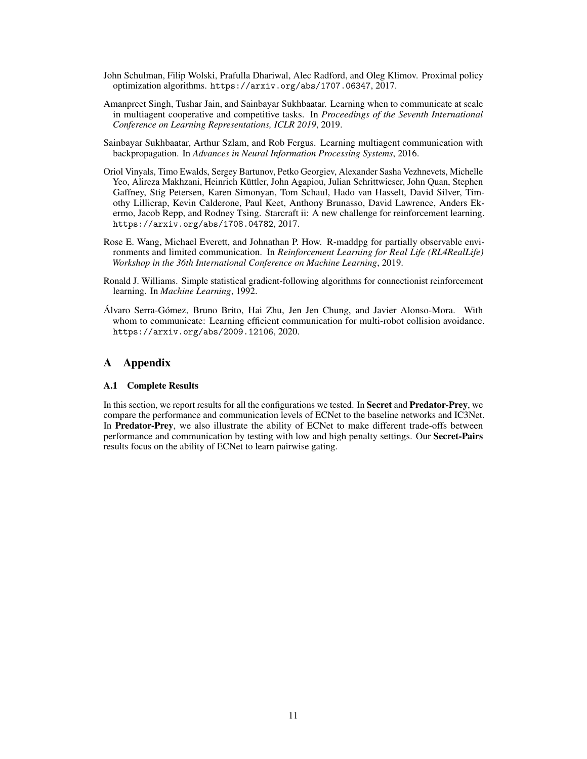John Schulman, Filip Wolski, Prafulla Dhariwal, Alec Radford, and Oleg Klimov. Proximal policy optimization algorithms. https://arxiv.org/abs/1707.06347, 2017.

Amanpreet Singh, Tushar Jain, and Sainbayar Sukhbaatar. Learning when to communicate at scale in multiagent cooperative and competitive tasks. In *Proceedings of the Seventh International Conference on Learning Representations, ICLR 2019*, 2019.

Sainbayar Sukhbaatar, Arthur Szlam, and Rob Fergus. Learning multiagent communication with backpropagation. In *Advances in Neural Information Processing Systems*, 2016.

Oriol Vinyals, Timo Ewalds, Sergey Bartunov, Petko Georgiev, Alexander Sasha Vezhnevets, Michelle Yeo, Alireza Makhzani, Heinrich Küttler, John Agapiou, Julian Schrittwieser, John Quan, Stephen Gaffney, Stig Petersen, Karen Simonyan, Tom Schaul, Hado van Hasselt, David Silver, Timothy Lillicrap, Kevin Calderone, Paul Keet, Anthony Brunasso, David Lawrence, Anders Ekermo, Jacob Repp, and Rodney Tsing. Starcraft ii: A new challenge for reinforcement learning. https://arxiv.org/abs/1708.04782, 2017.

Rose E. Wang, Michael Everett, and Johnathan P. How. R-maddpg for partially observable environments and limited communication. In *Reinforcement Learning for Real Life (RL4RealLife) Workshop in the 36th International Conference on Machine Learning*, 2019.

Ronald J. Williams. Simple statistical gradient-following algorithms for connectionist reinforcement learning. In *Machine Learning*, 1992.

Álvaro Serra-Gómez, Bruno Brito, Hai Zhu, Jen Jen Chung, and Javier Alonso-Mora. With whom to communicate: Learning efficient communication for multi-robot collision avoidance. https://arxiv.org/abs/2009.12106, 2020.

# A Appendix

## A.1 Complete Results

In this section, we report results for all the configurations we tested. In **Secret** and **Predator-Prey**, we compare the performance and communication levels of ECNet to the baseline networks and IC3Net. In **Predator-Prey**, we also illustrate the ability of ECNet to make different trade-offs between performance and communication by testing with low and high penalty settings. Our **Secret-Pairs** results focus on the ability of ECNet to learn pairwise gating.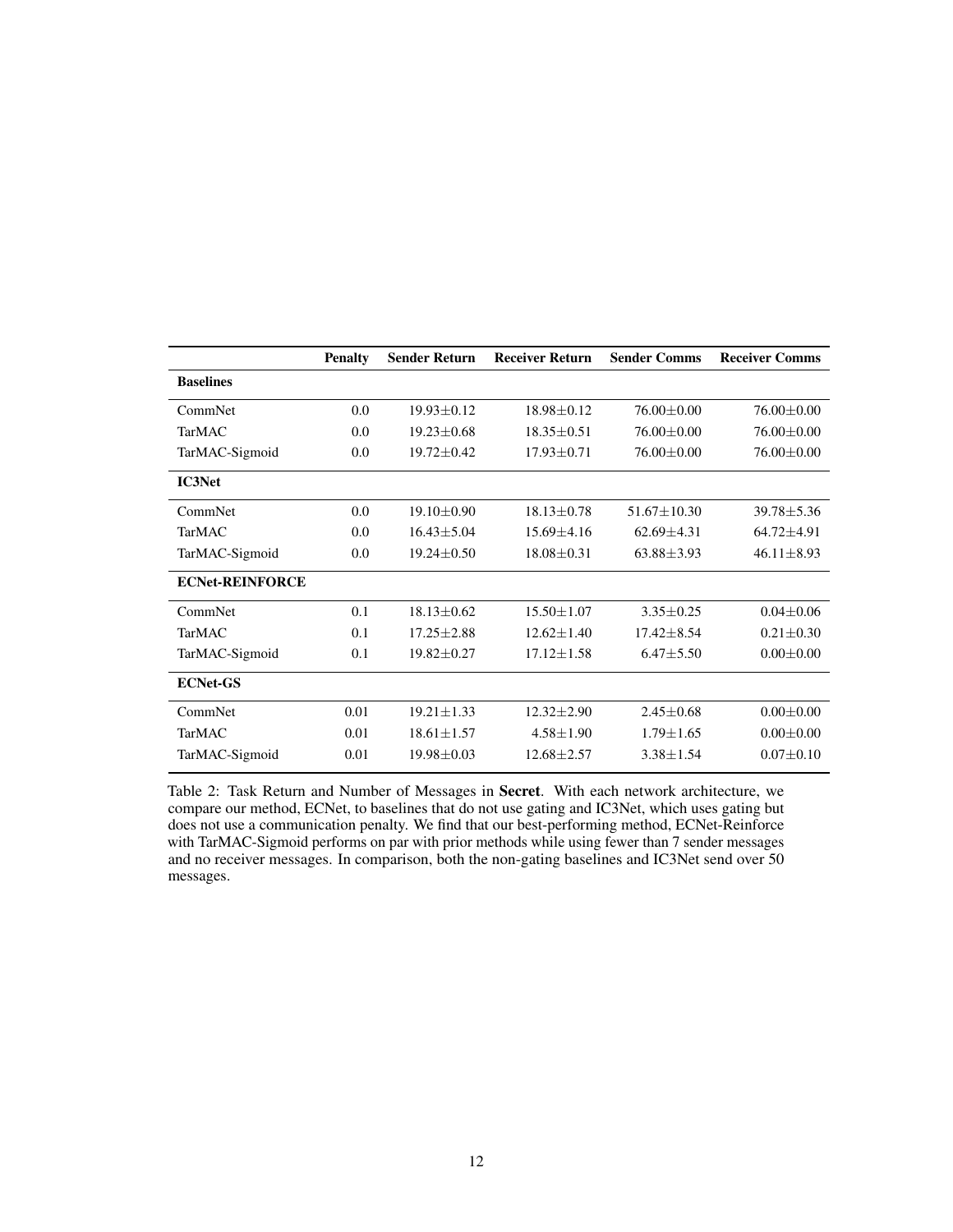| | Penalty | Sender Return | Receiver Return | Sender Comms | Receiver Comms |
|---|---|---|---|---|---|
| **Baselines** | | | | | |
| CommNet | 0.0 | $19.93 \pm 0.12$ | $18.98 \pm 0.12$ | $76.00 \pm 0.00$ | $76.00 \pm 0.00$ |
| TarMAC | 0.0 | $19.23 \pm 0.68$ | $18.35 \pm 0.51$ | $76.00 \pm 0.00$ | $76.00 \pm 0.00$ |
| TarMAC-Sigmoid | 0.0 | $19.72 \pm 0.42$ | $17.93 \pm 0.71$ | $76.00 \pm 0.00$ | $76.00 \pm 0.00$ |
| **IC3Net** | | | | | |
| CommNet | 0.0 | $19.10 \pm 0.90$ | $18.13 \pm 0.78$ | $51.67 \pm 10.30$ | $39.78 \pm 5.36$ |
| TarMAC | 0.0 | $16.43 \pm 5.04$ | $15.69 \pm 4.16$ | $62.69 \pm 4.31$ | $64.72 \pm 4.91$ |
| TarMAC-Sigmoid | 0.0 | $19.24 \pm 0.50$ | $18.08 \pm 0.31$ | $63.88 \pm 3.93$ | $46.11 \pm 8.93$ |
| **ECNet-REINFORCE** | | | | | |
| CommNet | 0.1 | $18.13 \pm 0.62$ | $15.50 \pm 1.07$ | $3.35 \pm 0.25$ | $0.04 \pm 0.06$ |
| TarMAC | 0.1 | $17.25 \pm 2.88$ | $12.62 \pm 1.40$ | $17.42 \pm 8.54$ | $0.21 \pm 0.30$ |
| TarMAC-Sigmoid | 0.1 | $19.82 \pm 0.27$ | $17.12 \pm 1.58$ | $6.47 \pm 5.50$ | $0.00 \pm 0.00$ |
| **ECNet-GS** | | | | | |
| CommNet | 0.01 | $19.21 \pm 1.33$ | $12.32 \pm 2.90$ | $2.45 \pm 0.68$ | $0.00 \pm 0.00$ |
| TarMAC | 0.01 | $18.61 \pm 1.57$ | $4.58 \pm 1.90$ | $1.79 \pm 1.65$ | $0.00 \pm 0.00$ |
| TarMAC-Sigmoid | 0.01 | $19.98 \pm 0.03$ | $12.68 \pm 2.57$ | $3.38 \pm 1.54$ | $0.07 \pm 0.10$ |

Table 2: Task Return and Number of Messages in **Secret**. With each network architecture, we compare our method, ECNet, to baselines that do not use gating and IC3Net, which uses gating but does not use a communication penalty. We find that our best-performing method, ECNet-Reinforce with TarMAC-Sigmoid performs on par with prior methods while using fewer than 7 sender messages and no receiver messages. In comparison, both the non-gating baselines and IC3Net send over 50 messages.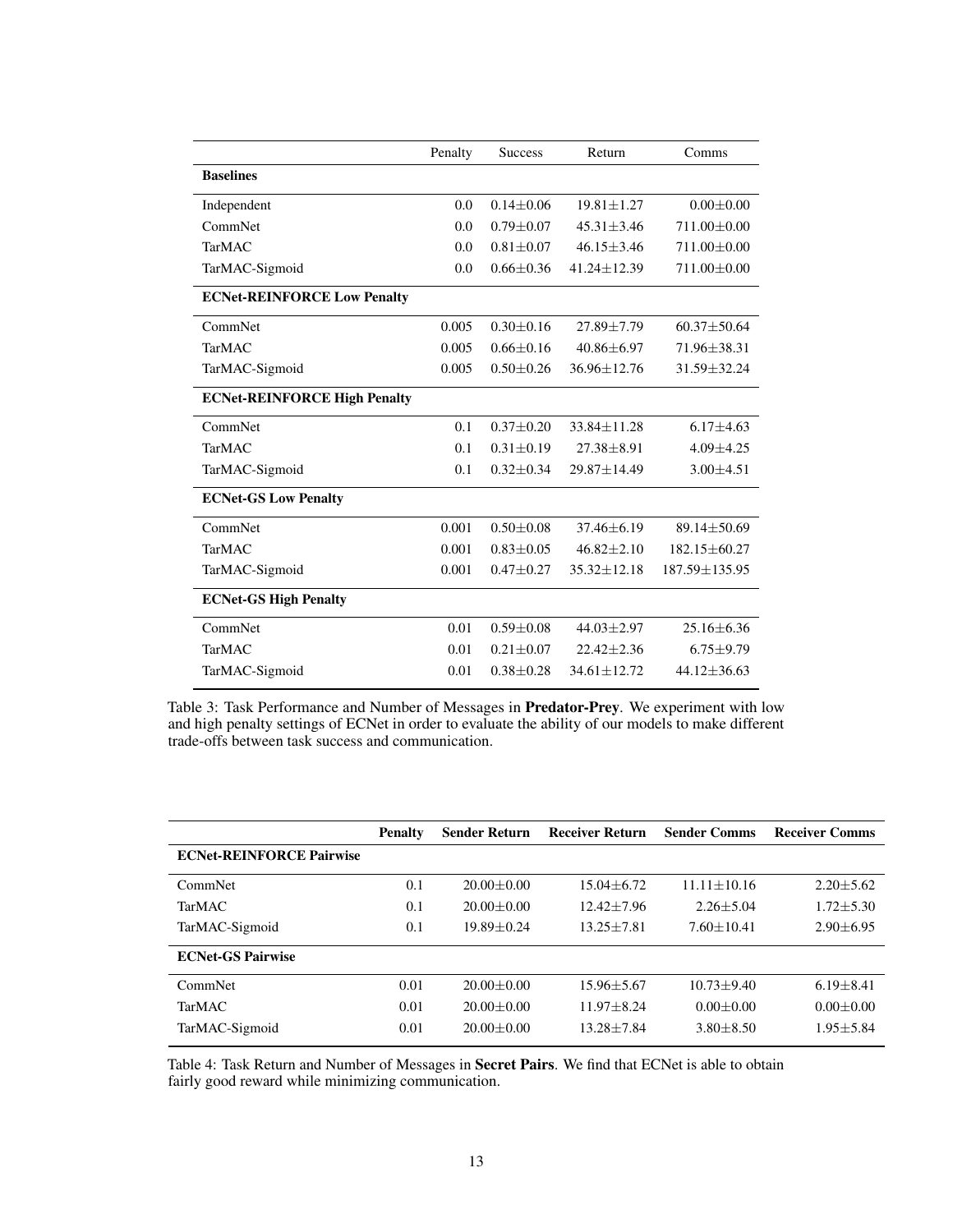| | Penalty | Success | Return | Comms |
|---|---|---|---|---|
| **Baselines** | | | | |
| Independent | 0.0 | $0.14 \pm 0.06$ | $19.81 \pm 1.27$ | $0.00 \pm 0.00$ |
| CommNet | 0.0 | $0.79 \pm 0.07$ | $45.31 \pm 3.46$ | $711.00 \pm 0.00$ |
| TarMAC | 0.0 | $0.81 \pm 0.07$ | $46.15 \pm 3.46$ | $711.00 \pm 0.00$ |
| TarMAC-Sigmoid | 0.0 | $0.66 \pm 0.36$ | $41.24 \pm 12.39$ | $711.00 \pm 0.00$ |
| **ECNet-REINFORCE Low Penalty** | | | | |
| CommNet | 0.005 | $0.30 \pm 0.16$ | $27.89 \pm 7.79$ | $60.37 \pm 50.64$ |
| TarMAC | 0.005 | $0.66 \pm 0.16$ | $40.86 \pm 6.97$ | $71.96 \pm 38.31$ |
| TarMAC-Sigmoid | 0.005 | $0.50 \pm 0.26$ | $36.96 \pm 12.76$ | $31.59 \pm 32.24$ |
| **ECNet-REINFORCE High Penalty** | | | | |
| CommNet | 0.1 | $0.37 \pm 0.20$ | $33.84 \pm 11.28$ | $6.17 \pm 4.63$ |
| TarMAC | 0.1 | $0.31 \pm 0.19$ | $27.38 \pm 8.91$ | $4.09 \pm 4.25$ |
| TarMAC-Sigmoid | 0.1 | $0.32 \pm 0.34$ | $29.87 \pm 14.49$ | $3.00 \pm 4.51$ |
| **ECNet-GS Low Penalty** | | | | |
| CommNet | 0.001 | $0.50 \pm 0.08$ | $37.46 \pm 6.19$ | $89.14 \pm 50.69$ |
| TarMAC | 0.001 | $0.83 \pm 0.05$ | $46.82 \pm 2.10$ | $182.15 \pm 60.27$ |
| TarMAC-Sigmoid | 0.001 | $0.47 \pm 0.27$ | $35.32 \pm 12.18$ | $187.59 \pm 135.95$ |
| **ECNet-GS High Penalty** | | | | |
| CommNet | 0.01 | $0.59 \pm 0.08$ | $44.03 \pm 2.97$ | $25.16 \pm 6.36$ |
| TarMAC | 0.01 | $0.21 \pm 0.07$ | $22.42 \pm 2.36$ | $6.75 \pm 9.79$ |
| TarMAC-Sigmoid | 0.01 | $0.38 \pm 0.28$ | $34.61 \pm 12.72$ | $44.12 \pm 36.63$ |

Table 3: Task Performance and Number of Messages in **Predator-Prey**. We experiment with low and high penalty settings of ECNet in order to evaluate the ability of our models to make different trade-offs between task success and communication.

| | **Penalty** | **Sender Return** | **Receiver Return** | **Sender Comms** | **Receiver Comms** |
|---|---|---|---|---|---|
| **ECNet-REINFORCE Pairwise** | | | | | |
| CommNet | 0.1 | $20.00 \pm 0.00$ | $15.04 \pm 6.72$ | $11.11 \pm 10.16$ | $2.20 \pm 5.62$ |
| TarMAC | 0.1 | $20.00 \pm 0.00$ | $12.42 \pm 7.96$ | $2.26 \pm 5.04$ | $1.72 \pm 5.30$ |
| TarMAC-Sigmoid | 0.1 | $19.89 \pm 0.24$ | $13.25 \pm 7.81$ | $7.60 \pm 10.41$ | $2.90 \pm 6.95$ |
| **ECNet-GS Pairwise** | | | | | |
| CommNet | 0.01 | $20.00 \pm 0.00$ | $15.96 \pm 5.67$ | $10.73 \pm 9.40$ | $6.19 \pm 8.41$ |
| TarMAC | 0.01 | $20.00 \pm 0.00$ | $11.97 \pm 8.24$ | $0.00 \pm 0.00$ | $0.00 \pm 0.00$ |
| TarMAC-Sigmoid | 0.01 | $20.00 \pm 0.00$ | $13.28 \pm 7.84$ | $3.80 \pm 8.50$ | $1.95 \pm 5.84$ |

Table 4: Task Return and Number of Messages in **Secret Pairs**. We find that ECNet is able to obtain fairly good reward while minimizing communication.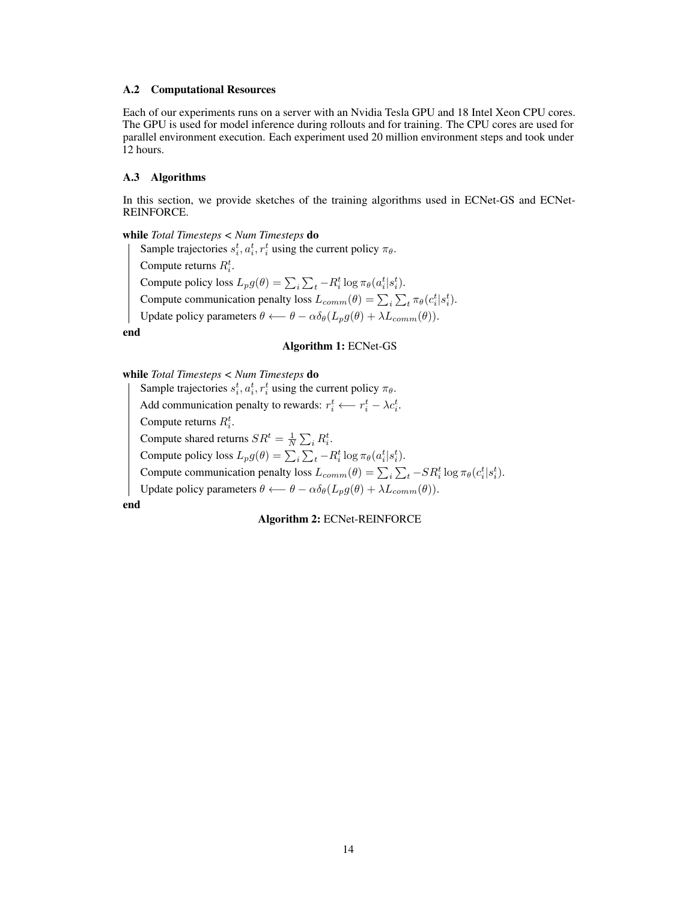### A.2 Computational Resources

Each of our experiments runs on a server with an Nvidia Tesla GPU and 18 Intel Xeon CPU cores. The GPU is used for model inference during rollouts and for training. The CPU cores are used for parallel environment execution. Each experiment used 20 million environment steps and took under 12 hours.

### A.3 Algorithms

In this section, we provide sketches of the training algorithms used in ECNet-GS and ECNet-REINFORCE.

**while** *Total Timesteps < Num Timesteps* **do**

- Sample trajectories $s_i^t, a_i^t, r_i^t$ using the current policy $\pi_\theta$.
- Compute returns $R_i^t$.
- Compute policy loss $L_pg(\theta) = \sum_i \sum_t -R_i^t \log \pi_\theta(a_i^t|s_i^t)$.
- Compute communication penalty loss $L_{comm}(\theta) = \sum_i \sum_t \pi_\theta(c_i^t|s_i^t)$.
- Update policy parameters $\theta \longleftarrow \theta - \alpha\delta_\theta(L_pg(\theta) + \lambda L_{comm}(\theta))$.

**end**

**Algorithm 1:** ECNet-GS

**while** *Total Timesteps < Num Timesteps* **do**

- Sample trajectories $s_i^t, a_i^t, r_i^t$ using the current policy $\pi_\theta$.
- Add communication penalty to rewards: $r_i^t \longleftarrow r_i^t - \lambda c_i^t$.
- Compute returns $R_i^t$.
- Compute shared returns $SR^t = \frac{1}{N} \sum_i R_i^t$.
- Compute policy loss $L_pg(\theta) = \sum_i \sum_t -R_i^t \log \pi_\theta(a_i^t|s_i^t)$.
- Compute communication penalty loss $L_{comm}(\theta) = \sum_i \sum_t -SR_i^t \log \pi_\theta(c_i^t|s_i^t)$.
- Update policy parameters $\theta \longleftarrow \theta - \alpha\delta_\theta(L_pg(\theta) + \lambda L_{comm}(\theta))$.

**end**

**Algorithm 2:** ECNet-REINFORCE